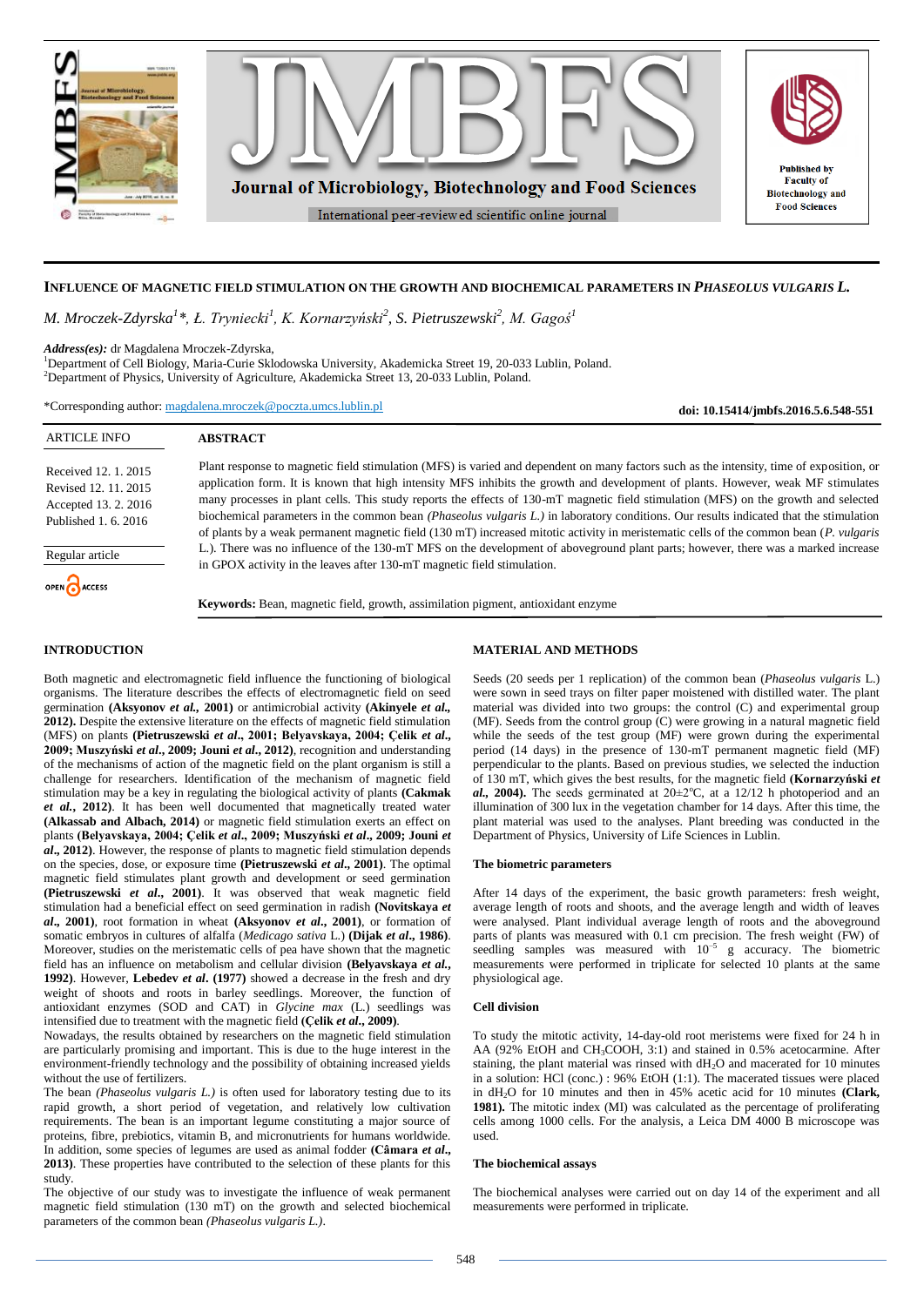# INFLUENCE OF MAGNETIC FIELD STIMULATION ON THE GROWTH AND BIOCHEMICAL PARAMETERS IN *PHASEOLUS VULGARIS* L.

*M. Mroczek-Zdyrska[1]\*, Ł. Tryniecki[1], K. Kornarzyński[2], S. Pietruszewski[2], M. Gagoś[1]*

***Address(es):*** dr Magdalena Mroczek-Zdyrska,
[1]Department of Cell Biology, Maria-Curie Sklodowska University, Akademicka Street 19, 20-033 Lublin, Poland.
[2]Department of Physics, University of Agriculture, Akademicka Street 13, 20-033 Lublin, Poland.

\*Corresponding author: magdalena.mroczek@poczta.umcs.lublin.pl

**doi: 10.15414/jmbfs.2016.5.6.548-551**

ARTICLE INFO

Received 12. 1. 2015
Revised 12. 11. 2015
Accepted 13. 2. 2016
Published 1. 6. 2016

Regular article

OPEN ACCESS

## ABSTRACT

Plant response to magnetic field stimulation (MFS) is varied and dependent on many factors such as the intensity, time of exposition, or application form. It is known that high intensity MFS inhibits the growth and development of plants. However, weak MF stimulates many processes in plant cells. This study reports the effects of 130-mT magnetic field stimulation (MFS) on the growth and selected biochemical parameters in the common bean *(Phaseolus vulgaris L.)* in laboratory conditions. Our results indicated that the stimulation of plants by a weak permanent magnetic field (130 mT) increased mitotic activity in meristematic cells of the common bean (*P. vulgaris* L.). There was no influence of the 130-mT MFS on the development of aboveground plant parts; however, there was a marked increase in GPOX activity in the leaves after 130-mT magnetic field stimulation.

**Keywords:** Bean, magnetic field, growth, assimilation pigment, antioxidant enzyme

## INTRODUCTION

Both magnetic and electromagnetic field influence the functioning of biological organisms. The literature describes the effects of electromagnetic field on seed germination **(Aksyonov *et al.*, 2001)** or antimicrobial activity **(Akinyele *et al.*, 2012).** Despite the extensive literature on the effects of magnetic field stimulation (MFS) on plants **(Pietruszewski *et al*., 2001; Belyavskaya, 2004; Çelik *et al*., 2009; Muszyński *et al*., 2009; Jouni *et al*., 2012)**, recognition and understanding of the mechanisms of action of the magnetic field on the plant organism is still a challenge for researchers. Identification of the mechanism of magnetic field stimulation may be a key in regulating the biological activity of plants **(Cakmak *et al.*, 2012)**. It has been well documented that magnetically treated water **(Alkassab and Albach, 2014)** or magnetic field stimulation exerts an effect on plants **(Belyavskaya, 2004; Çelik *et al*., 2009; Muszyński *et al*., 2009; Jouni *et al*., 2012)**. However, the response of plants to magnetic field stimulation depends on the species, dose, or exposure time **(Pietruszewski *et al*., 2001)**. The optimal magnetic field stimulates plant growth and development or seed germination **(Pietruszewski *et al*., 2001)**. It was observed that weak magnetic field stimulation had a beneficial effect on seed germination in radish **(Novitskaya *et al*., 2001)**, root formation in wheat **(Aksyonov *et al*., 2001)**, or formation of somatic embryos in cultures of alfalfa (*Medicago sativa* L.) **(Dijak *et al*., 1986)**. Moreover, studies on the meristematic cells of pea have shown that the magnetic field has an influence on metabolism and cellular division **(Belyavskaya *et al.*, 1992)**. However, **Lebedev *et al*. (1977)** showed a decrease in the fresh and dry weight of shoots and roots in barley seedlings. Moreover, the function of antioxidant enzymes (SOD and CAT) in *Glycine max* (L.) seedlings was intensified due to treatment with the magnetic field **(Çelik *et al*., 2009)**.
Nowadays, the results obtained by researchers on the magnetic field stimulation are particularly promising and important. This is due to the huge interest in the environment-friendly technology and the possibility of obtaining increased yields without the use of fertilizers.
The bean *(Phaseolus vulgaris L.)* is often used for laboratory testing due to its rapid growth, a short period of vegetation, and relatively low cultivation requirements. The bean is an important legume constituting a major source of proteins, fibre, prebiotics, vitamin B, and micronutrients for humans worldwide. In addition, some species of legumes are used as animal fodder **(Câmara *et al*., 2013)**. These properties have contributed to the selection of these plants for this study.
The objective of our study was to investigate the influence of weak permanent magnetic field stimulation (130 mT) on the growth and selected biochemical parameters of the common bean *(Phaseolus vulgaris L.)*.

## MATERIAL AND METHODS

Seeds (20 seeds per 1 replication) of the common bean (*Phaseolus vulgaris* L.) were sown in seed trays on filter paper moistened with distilled water. The plant material was divided into two groups: the control (C) and experimental group (MF). Seeds from the control group (C) were growing in a natural magnetic field while the seeds of the test group (MF) were grown during the experimental period (14 days) in the presence of 130-mT permanent magnetic field (MF) perpendicular to the plants. Based on previous studies, we selected the induction of 130 mT, which gives the best results, for the magnetic field **(Kornarzyński *et al.*, 2004).** The seeds germinated at 20±2°C, at a 12/12 h photoperiod and an illumination of 300 lux in the vegetation chamber for 14 days. After this time, the plant material was used to the analyses. Plant breeding was conducted in the Department of Physics, University of Life Sciences in Lublin.

### The biometric parameters

After 14 days of the experiment, the basic growth parameters: fresh weight, average length of roots and shoots, and the average length and width of leaves were analysed. Plant individual average length of roots and the aboveground parts of plants was measured with 0.1 cm precision. The fresh weight (FW) of seedling samples was measured with $10^{-5}$ g accuracy. The biometric measurements were performed in triplicate for selected 10 plants at the same physiological age.

### Cell division

To study the mitotic activity, 14-day-old root meristems were fixed for 24 h in AA (92% EtOH and $CH_3COOH$, 3:1) and stained in 0.5% acetocarmine. After staining, the plant material was rinsed with $dH_2O$ and macerated for 10 minutes in a solution: HCl (conc.) : 96% EtOH (1:1). The macerated tissues were placed in $dH_2O$ for 10 minutes and then in 45% acetic acid for 10 minutes **(Clark, 1981).** The mitotic index (MI) was calculated as the percentage of proliferating cells among 1000 cells. For the analysis, a Leica DM 4000 B microscope was used.

### The biochemical assays

The biochemical analyses were carried out on day 14 of the experiment and all measurements were performed in triplicate.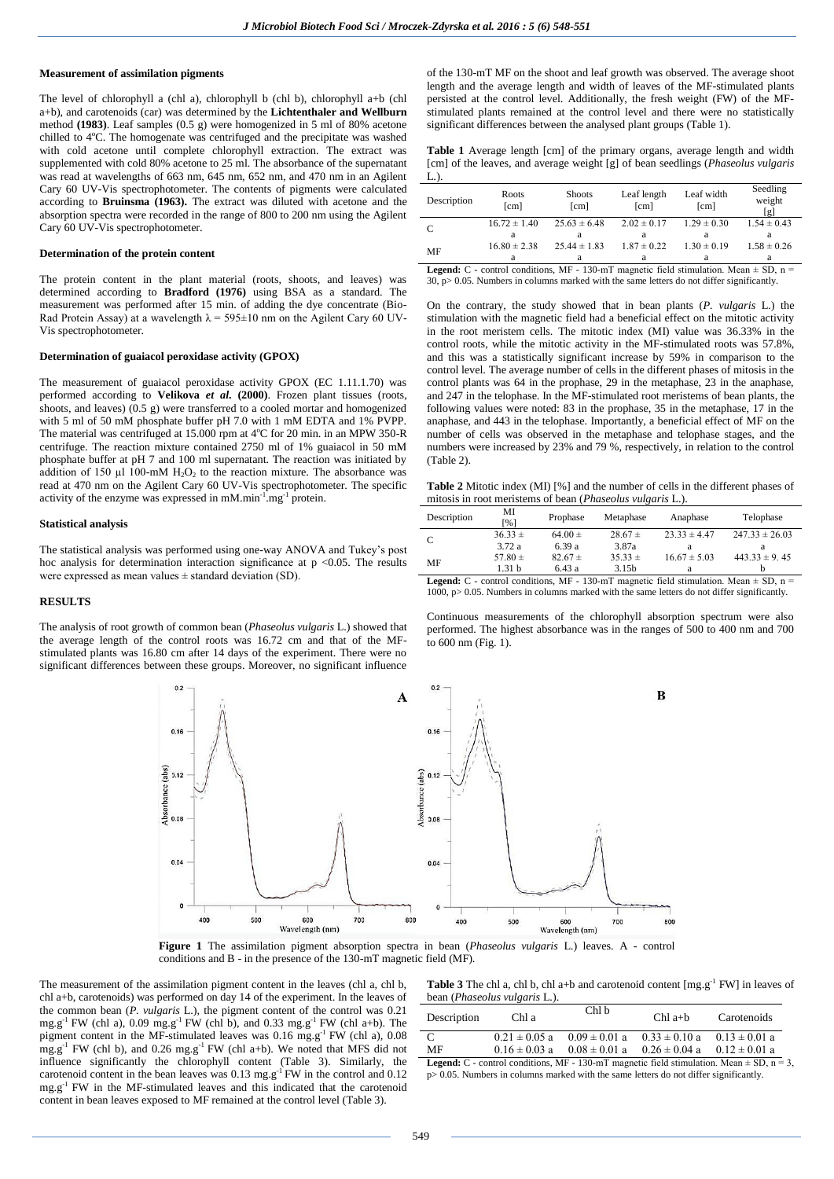#### Measurement of assimilation pigments

The level of chlorophyll a (chl a), chlorophyll b (chl b), chlorophyll a+b (chl a+b), and carotenoids (car) was determined by the **Lichtenthaler and Wellburn** method **(1983)**. Leaf samples (0.5 g) were homogenized in 5 ml of 80% acetone chilled to 4°C. The homogenate was centrifuged and the precipitate was washed with cold acetone until complete chlorophyll extraction. The extract was supplemented with cold 80% acetone to 25 ml. The absorbance of the supernatant was read at wavelengths of 663 nm, 645 nm, 652 nm, and 470 nm in an Agilent Cary 60 UV-Vis spectrophotometer. The contents of pigments were calculated according to **Bruinsma (1963).** The extract was diluted with acetone and the absorption spectra were recorded in the range of 800 to 200 nm using the Agilent Cary 60 UV-Vis spectrophotometer.

#### Determination of the protein content

The protein content in the plant material (roots, shoots, and leaves) was determined according to **Bradford (1976)** using BSA as a standard. The measurement was performed after 15 min. of adding the dye concentrate (Bio-Rad Protein Assay) at a wavelength $\lambda$ = 595±10 nm on the Agilent Cary 60 UV-Vis spectrophotometer.

#### Determination of guaiacol peroxidase activity (GPOX)

The measurement of guaiacol peroxidase activity GPOX (EC 1.11.1.70) was performed according to **Velikova *et al.* (2000)**. Frozen plant tissues (roots, shoots, and leaves) (0.5 g) were transferred to a cooled mortar and homogenized with 5 ml of 50 mM phosphate buffer pH 7.0 with 1 mM EDTA and 1% PVPP. The material was centrifuged at 15.000 rpm at 4°C for 20 min. in an MPW 350-R centrifuge. The reaction mixture contained 2750 ml of 1% guaiacol in 50 mM phosphate buffer at pH 7 and 100 ml supernatant. The reaction was initiated by addition of 150 µl 100-mM $H_2O_2$ to the reaction mixture. The absorbance was read at 470 nm on the Agilent Cary 60 UV-Vis spectrophotometer. The specific activity of the enzyme was expressed in mM.min$^{-1}$.mg$^{-1}$ protein.

#### Statistical analysis

The statistical analysis was performed using one-way ANOVA and Tukey's post hoc analysis for determination interaction significance at $p < 0.05$. The results were expressed as mean values ± standard deviation (SD).

## RESULTS

The analysis of root growth of common bean (*Phaseolus vulgaris* L.) showed that the average length of the control roots was 16.72 cm and that of the MF-stimulated plants was 16.80 cm after 14 days of the experiment. There were no significant differences between these groups. Moreover, no significant influence of the 130-mT MF on the shoot and leaf growth was observed. The average shoot length and the average length and width of leaves of the MF-stimulated plants persisted at the control level. Additionally, the fresh weight (FW) of the MF-stimulated plants remained at the control level and there were no statistically significant differences between the analysed plant groups (Table 1).

**Table 1** Average length [cm] of the primary organs, average length and width [cm] of the leaves, and average weight [g] of bean seedlings (*Phaseolus vulgaris* L.).

| Description | Roots [cm] | Shoots [cm] | Leaf length [cm] | Leaf width [cm] | Seedling weight [g] |
|---|---|---|---|---|---|
| C | 16.72 ± 1.40 a | 25.63 ± 6.48 a | 2.02 ± 0.17 a | 1.29 ± 0.30 a | 1.54 ± 0.43 a |
| MF | 16.80 ± 2.38 a | 25.44 ± 1.83 a | 1.87 ± 0.22 a | 1.30 ± 0.19 a | 1.58 ± 0.26 a |

**Legend:** C - control conditions, MF - 130-mT magnetic field stimulation. Mean ± SD, n = 30, p> 0.05. Numbers in columns marked with the same letters do not differ significantly.

On the contrary, the study showed that in bean plants (*P. vulgaris* L.) the stimulation with the magnetic field had a beneficial effect on the mitotic activity in the root meristem cells. The mitotic index (MI) value was 36.33% in the control roots, while the mitotic activity in the MF-stimulated roots was 57.8%, and this was a statistically significant increase by 59% in comparison to the control level. The average number of cells in the different phases of mitosis in the control plants was 64 in the prophase, 29 in the metaphase, 23 in the anaphase, and 247 in the telophase. In the MF-stimulated root meristems of bean plants, the following values were noted: 83 in the prophase, 35 in the metaphase, 17 in the anaphase, and 443 in the telophase. Importantly, a beneficial effect of MF on the number of cells was observed in the metaphase and telophase stages, and the numbers were increased by 23% and 79 %, respectively, in relation to the control (Table 2).

**Table 2** Mitotic index (MI) [%] and the number of cells in the different phases of mitosis in root meristems of bean (*Phaseolus vulgaris* L.).

| Description | MI [%] | Prophase | Metaphase | Anaphase | Telophase |
|---|---|---|---|---|---|
| C | 36.33 ± 3.72 a | 64.00 ± 6.39 a | 28.67 ± 3.87a | 23.33 ± 4.47 a | 247.33 ± 26.03 a |
| MF | 57.80 ± 1.31 b | 82.67 ± 6.43 a | 35.33 ± 3.15b | 16.67 ± 5.03 a | 443.33 ± 9. 45 b |

**Legend:** C - control conditions, MF - 130-mT magnetic field stimulation. Mean ± SD, n = 1000, p> 0.05. Numbers in columns marked with the same letters do not differ significantly.

Continuous measurements of the chlorophyll absorption spectrum were also performed. The highest absorbance was in the ranges of 500 to 400 nm and 700 to 600 nm (Fig. 1).

**Figure 1** The assimilation pigment absorption spectra in bean (*Phaseolus vulgaris* L.) leaves. A - control conditions and B - in the presence of the 130-mT magnetic field (MF).

The measurement of the assimilation pigment content in the leaves (chl a, chl b, chl a+b, carotenoids) was performed on day 14 of the experiment. In the leaves of the common bean (*P. vulgaris* L.), the pigment content of the control was 0.21 mg.g$^{-1}$ FW (chl a), 0.09 mg.g$^{-1}$ FW (chl b), and 0.33 mg.g$^{-1}$ FW (chl a+b). The pigment content in the MF-stimulated leaves was 0.16 mg.g$^{-1}$ FW (chl a), 0.08 mg.g$^{-1}$ FW (chl b), and 0.26 mg.g$^{-1}$ FW (chl a+b). We noted that MFS did not influence significantly the chlorophyll content (Table 3). Similarly, the carotenoid content in the bean leaves was 0.13 mg.g$^{-1}$ FW in the control and 0.12 mg.g$^{-1}$ FW in the MF-stimulated leaves and this indicated that the carotenoid content in bean leaves exposed to MF remained at the control level (Table 3).

**Table 3** The chl a, chl b, chl a+b and carotenoid content [mg.g$^{-1}$ FW] in leaves of bean (*Phaseolus vulgaris* L.).

| Description | Chl a | Chl b | Chl a+b | Carotenoids |
|---|---|---|---|---|
| C | 0.21 ± 0.05 a | 0.09 ± 0.01 a | 0.33 ± 0.10 a | 0.13 ± 0.01 a |
| MF | 0.16 ± 0.03 a | 0.08 ± 0.01 a | 0.26 ± 0.04 a | 0.12 ± 0.01 a |

**Legend:** C - control conditions, MF - 130-mT magnetic field stimulation. Mean ± SD, n = 3, p> 0.05. Numbers in columns marked with the same letters do not differ significantly.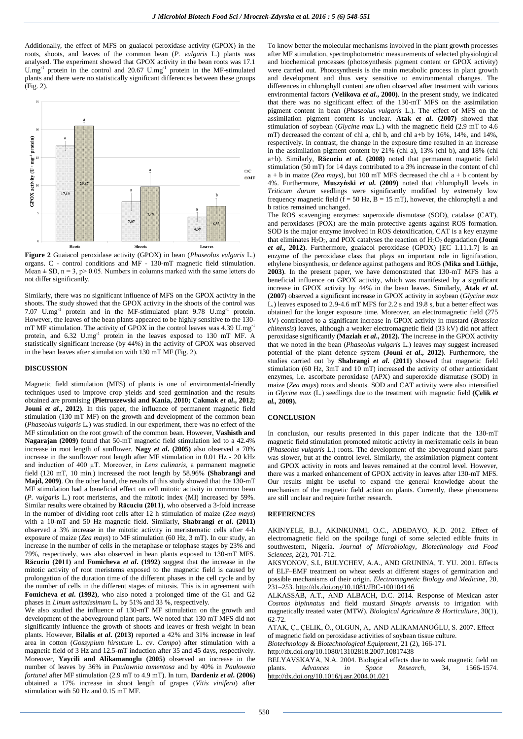Additionally, the effect of MFS on guaiacol peroxidase activity (GPOX) in the roots, shoots, and leaves of the common bean (*P. vulgaris* L.) plants was analysed. The experiment showed that GPOX activity in the bean roots was 17.1 $U.mg^{-1}$ protein in the control and 20.67 $U.mg^{-1}$ protein in the MF-stimulated plants and there were no statistically significant differences between these groups (Fig. 2).

**Figure 2** Guaiacol peroxidase activity (GPOX) in bean (*Phaseolus vulgaris* L.) organs. C - control conditions and MF - 130-mT magnetic field stimulation. Mean ± SD, n = 3, p> 0.05. Numbers in columns marked with the same letters do not differ significantly.

Similarly, there was no significant influence of MFS on the GPOX activity in the shoots. The study showed that the GPOX activity in the shoots of the control was 7.07 $U.mg^{-1}$ protein and in the MF-stimulated plant 9.78 $U.mg^{-1}$ protein. However, the leaves of the bean plants appeared to be highly sensitive to the 130-mT MF stimulation. The activity of GPOX in the control leaves was 4.39 $U.mg^{-1}$ protein, and 6.32 $U.mg^{-1}$ protein in the leaves exposed to 130 mT MF. A statistically significant increase (by 44%) in the activity of GPOX was observed in the bean leaves after stimulation with 130 mT MF (Fig. 2).

## DISCUSSION

Magnetic field stimulation (MFS) of plants is one of environmental-friendly techniques used to improve crop yields and seed germination and the results obtained are promising **(Pietruszewski and Kania, 2010; Cakmak *et al*., 2012; Jouni *et al*., 2012)**. In this paper, the influence of permanent magnetic field stimulation (130 mT MF) on the growth and development of the common bean (*Phaseolus vulgaris* L.) was studied. In our experiment, there was no effect of the MF stimulation on the root growth of the common bean. However, **Vashisth and Nagarajan (2009)** found that 50-mT magnetic field stimulation led to a 42.4% increase in root length of sunflower. **Nagy *et al*. (2005)** also observed a 70% increase in the sunflower root length after MF stimulation in 0.01 Hz - 20 kHz and induction of 400 µT. Moreover, in *Lens culinaris*, a permanent magnetic field (120 mT, 10 min.) increased the root length by 58.96% **(Shabrangi and Majd, 2009)**. On the other hand, the results of this study showed that the 130-mT MF stimulation had a beneficial effect on cell mitotic activity in common bean (*P. vulgaris* L.) root meristems, and the mitotic index (MI) increased by 59%. Similar results were obtained by **Răcuciu (2011)**, who observed a 3-fold increase in the number of dividing root cells after 12 h stimulation of maize (*Zea mays*) with a 10-mT and 50 Hz magnetic field. Similarly, **Shabrangi *et al*. (2011)** observed a 3% increase in the mitotic activity in meristematic cells after 4-h exposure of maize (*Zea mays*) to MF stimulation (60 Hz, 3 mT). In our study, an increase in the number of cells in the metaphase or telophase stages by 23% and 79%, respectively, was also observed in bean plants exposed to 130-mT MFS. **Răcuciu (2011)** and **Fomicheva *et al*. (1992)** suggest that the increase in the mitotic activity of root meristems exposed to the magnetic field is caused by prolongation of the duration time of the different phases in the cell cycle and by the number of cells in the different stages of mitosis. This is in agreement with **Fomicheva *et al*. (1992)**, who also noted a prolonged time of the G1 and G2 phases in *Linum usitatissimum* L. by 51% and 33 %, respectively.

We also studied the influence of 130-mT MF stimulation on the growth and development of the aboveground plant parts. We noted that 130 mT MFS did not significantly influence the growth of shoots and leaves or fresh weight in bean plants. However, **Bilalis *et al*. (2013)** reported a 42% and 31% increase in leaf area in cotton (*Gossypium hirsutum* L. cv. *Campo*) after stimulation with a magnetic field of 3 Hz and 12.5-mT induction after 35 and 45 days, respectively. Moreover, **Yaycili and Alikamanoglu (2005)** observed an increase in the number of leaves by 36% in *Paulownia tomentosa* and by 40% in *Paulownia fortunei* after MF stimulation (2.9 mT to 4.9 mT). In turn, **Dardeniz *et al*. (2006)** obtained a 17% increase in shoot length of grapes (*Vitis vinifera*) after stimulation with 50 Hz and 0.15 mT MF.

To know better the molecular mechanisms involved in the plant growth processes after MF stimulation, spectrophotometric measurements of selected physiological and biochemical processes (photosynthesis pigment content or GPOX activity) were carried out. Photosynthesis is the main metabolic process in plant growth and development and thus very sensitive to environmental changes. The differences in chlorophyll content are often observed after treatment with various environmental factors (**Velikova *et al*., 2000**). In the present study, we indicated that there was no significant effect of the 130-mT MFS on the assimilation pigment content in bean (*Phaseolus vulgaris* L.). The effect of MFS on the assimilation pigment content is unclear. **Atak *et al*. (2007)** showed that stimulation of soybean (*Glycine max* L.) with the magnetic field (2.9 mT to 4.6 mT) decreased the content of chl a, chl b, and chl a+b by 16%, 14%, and 14%, respectively. In contrast, the change in the exposure time resulted in an increase in the assimilation pigment content by 21% (chl a), 13% (chl b), and 18% (chl a+b). Similarly, **Răcuciu *et al.* (2008)** noted that permanent magnetic field stimulation (50 mT) for 14 days contributed to a 3% increase in the content of chl a + b in maize (*Zea mays*), but 100 mT MFS decreased the chl a + b content by 4%. Furthermore, **Muszyński *et al*. (2009)** noted that chlorophyll levels in *Triticum durum* seedlings were significantly modified by extremely low frequency magnetic field (f = 50 Hz, B = 15 mT), however, the chlorophyll a and b ratios remained unchanged.

The ROS scavenging enzymes: superoxide dismutase (SOD), catalase (CAT), and peroxidases (POX) are the main protective agents against ROS formation. SOD is the major enzyme involved in ROS detoxification, CAT is a key enzyme that eliminates $H_2O_2$, and POX catalyses the reaction of $H_2O_2$ degradation **(Jouni *et al*., 2012)**. Furthermore, guaiacol peroxidase (GPOX) [EC 1.11.1.7] is an enzyme of the peroxidase class that plays an important role in lignification, ethylene biosynthesis, or defence against pathogens and ROS **(Mika and Lüthje, 2003)**. In the present paper, we have demonstrated that 130-mT MFS has a beneficial influence on GPOX activity, which was manifested by a significant increase in GPOX activity by 44% in the bean leaves. Similarly, **Atak *et al*. (2007)** observed a significant increase in GPOX activity in soybean (*Glycine max* L.) leaves exposed to 2.9-4.6 mT MFS for 2.2 s and 19.8 s, but a better effect was obtained for the longer exposure time. Moreover, an electromagnetic field (275 kV) contributed to a significant increase in GPOX activity in mustard (*Brassica chinensis*) leaves, although a weaker electromagnetic field (33 kV) did not affect peroxidase significantly **(Maziah *et al*., 2012).** The increase in the GPOX activity that we noted in the bean (*Phaseolus vulgaris* L.) leaves may suggest increased potential of the plant defence system **(Jouni *et al*., 2012)**. Furthermore, the studies carried out by **Shabrangi *et al*. (2011)** showed that magnetic field stimulation (60 Hz, 3mT and 10 mT) increased the activity of other antioxidant enzymes, i.e. ascorbate peroxidase (APX) and superoxide dismutase (SOD) in maize (*Zea mays*) roots and shoots. SOD and CAT activity were also intensified in *Glycine max* (L.) seedlings due to the treatment with magnetic field **(Çelik *et al*., 2009).**

## CONCLUSION

In conclusion, our results presented in this paper indicate that the 130-mT magnetic field stimulation promoted mitotic activity in meristematic cells in bean (*Phaseolus vulgaris* L.) roots. The development of the aboveground plant parts was slower, but at the control level. Similarly, the assimilation pigment content and GPOX activity in roots and leaves remained at the control level. However, there was a marked enhancement of GPOX activity in leaves after 130-mT MFS. Our results might be useful to expand the general knowledge about the mechanism of the magnetic field action on plants. Currently, these phenomena are still unclear and require further research.

## REFERENCES

AKINYELE, B.J., AKINKUNMI, O.C., ADEDAYO, K.D. 2012. Effect of electromagnetic field on the spoilage fungi of some selected edible fruits in southwestern, Nigeria. *Journal of Microbiology, Biotechnology and Food Sciences*, 2(2), 701-712.

AKSYONOV, S.I., BULYCHEV, A.A., AND GRUNINA, T. YU. 2001. Effects of ELF–EMF treatment on wheat seeds at different stages of germination and possible mechanisms of their origin. *Electromagnetic Biology and Medicine*, 20, 231–253. http://dx.doi.org/10.1081/JBC-100104146

ALKASSAB, A.T., AND ALBACH, D.C. 2014. Response of Mexican aster *Cosmos bipinnatus* and field mustard *Sinapis arvensis* to irrigation with magnetically treated water (MTW). *Biological Agriculture & Horticulture*, 30(1), 62-72.

ATAK, Ç., ÇELIK, Ö., OLGUN, A,. AND ALIKAMANOĞLU, S. 2007. Effect of magnetic field on peroxidase activities of soybean tissue culture. *Biotechnology & Biotechnological Equipment*, 21 (2), 166-171. http://dx.doi.org/10.1080/13102818.2007.10817438

BELYAVSKAYA, N.A. 2004. Biological effects due to weak magnetic field on plants. *Advances in Space Research*, 34, 1566-1574. http://dx.doi.org/10.1016/j.asr.2004.01.021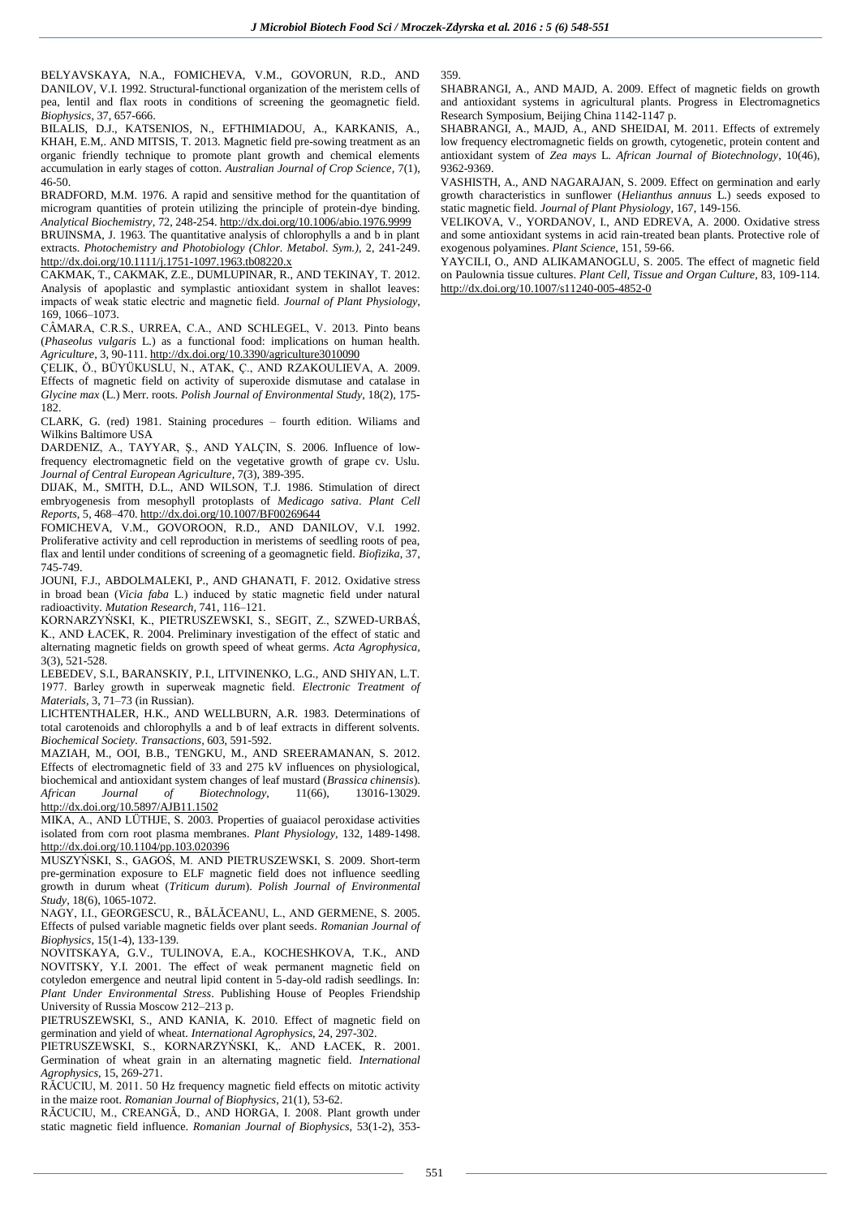BELYAVSKAYA, N.A., FOMICHEVA, V.M., GOVORUN, R.D., AND DANILOV, V.I. 1992. Structural-functional organization of the meristem cells of pea, lentil and flax roots in conditions of screening the geomagnetic field. *Biophysics*, 37, 657-666.

BILALIS, D.J., KATSENIOS, N., EFTHIMIADOU, A., KARKANIS, A., KHAH, E.M,. AND MITSIS, T. 2013. Magnetic field pre-sowing treatment as an organic friendly technique to promote plant growth and chemical elements accumulation in early stages of cotton. *Australian Journal of Crop Science*, 7(1), 46-50.

BRADFORD, M.M. 1976. A rapid and sensitive method for the quantitation of microgram quantities of protein utilizing the principle of protein-dye binding. *Analytical Biochemistry*, 72, 248-254. http://dx.doi.org/10.1006/abio.1976.9999

BRUINSMA, J. 1963. The quantitative analysis of chlorophylls a and b in plant extracts. *Photochemistry and Photobiology (Chlor. Metabol. Sym.)*, 2, 241-249. http://dx.doi.org/10.1111/j.1751-1097.1963.tb08220.x

CAKMAK, T., CAKMAK, Z.E., DUMLUPINAR, R., AND TEKINAY, T. 2012. Analysis of apoplastic and symplastic antioxidant system in shallot leaves: impacts of weak static electric and magnetic field. *Journal of Plant Physiology*, 169, 1066–1073.

CÂMARA, C.R.S., URREA, C.A., AND SCHLEGEL, V. 2013. Pinto beans (*Phaseolus vulgaris* L.) as a functional food: implications on human health. *Agriculture*, 3, 90-111. http://dx.doi.org/10.3390/agriculture3010090

ÇELIK, Ö., BÜYÜKUSLU, N., ATAK, Ç., AND RZAKOULIEVA, A. 2009. Effects of magnetic field on activity of superoxide dismutase and catalase in *Glycine max* (L.) Merr. roots. *Polish Journal of Environmental Study*, 18(2), 175-182.

CLARK, G. (red) 1981. Staining procedures – fourth edition. Wiliams and Wilkins Baltimore USA

DARDENIZ, A., TAYYAR, Ş., AND YALÇIN, S. 2006. Influence of low-frequency electromagnetic field on the vegetative growth of grape cv. Uslu. *Journal of Central European Agriculture*, 7(3), 389-395.

DIJAK, M., SMITH, D.L., AND WILSON, T.J. 1986. Stimulation of direct embryogenesis from mesophyll protoplasts of *Medicago sativa*. *Plant Cell Reports*, 5, 468–470. http://dx.doi.org/10.1007/BF00269644

FOMICHEVA, V.M., GOVOROON, R.D., AND DANILOV, V.I. 1992. Proliferative activity and cell reproduction in meristems of seedling roots of pea, flax and lentil under conditions of screening of a geomagnetic field. *Biofizika*, 37, 745-749.

JOUNI, F.J., ABDOLMALEKI, P., AND GHANATI, F. 2012. Oxidative stress in broad bean (*Vicia faba* L.) induced by static magnetic field under natural radioactivity. *Mutation Research*, 741, 116–121.

KORNARZYŃSKI, K., PIETRUSZEWSKI, S., SEGIT, Z., SZWED-URBAŚ, K., AND ŁACEK, R. 2004. Preliminary investigation of the effect of static and alternating magnetic fields on growth speed of wheat germs. *Acta Agrophysica*, 3(3), 521-528.

LEBEDEV, S.I., BARANSKIY, P.I., LITVINENKO, L.G., AND SHIYAN, L.T. 1977. Barley growth in superweak magnetic field. *Electronic Treatment of Materials*, 3, 71–73 (in Russian).

LICHTENTHALER, H.K., AND WELLBURN, A.R. 1983. Determinations of total carotenoids and chlorophylls a and b of leaf extracts in different solvents. *Biochemical Society. Transactions*, 603, 591-592.

MAZIAH, M., OOI, B.B., TENGKU, M., AND SREERAMANAN, S. 2012. Effects of electromagnetic field of 33 and 275 kV influences on physiological, biochemical and antioxidant system changes of leaf mustard (*Brassica chinensis*). *African Journal of Biotechnology*, 11(66), 13016-13029. http://dx.doi.org/10.5897/AJB11.1502

MIKA, A., AND LÜTHJE, S. 2003. Properties of guaiacol peroxidase activities isolated from corn root plasma membranes. *Plant Physiology*, 132, 1489-1498. http://dx.doi.org/10.1104/pp.103.020396

MUSZYŃSKI, S., GAGOŚ, M. AND PIETRUSZEWSKI, S. 2009. Short-term pre-germination exposure to ELF magnetic field does not influence seedling growth in durum wheat (*Triticum durum*). *Polish Journal of Environmental Study*, 18(6), 1065-1072.

NAGY, I.I., GEORGESCU, R., BĂLĂCEANU, L., AND GERMENE, S. 2005. Effects of pulsed variable magnetic fields over plant seeds. *Romanian Journal of Biophysics*, 15(1-4), 133-139.

NOVITSKAYA, G.V., TULINOVA, E.A., KOCHESHKOVA, T.K., AND NOVITSKY, Y.I. 2001. The effect of weak permanent magnetic field on cotyledon emergence and neutral lipid content in 5-day-old radish seedlings. In: *Plant Under Environmental Stress*. Publishing House of Peoples Friendship University of Russia Moscow 212–213 p.

PIETRUSZEWSKI, S., AND KANIA, K. 2010. Effect of magnetic field on germination and yield of wheat. *International Agrophysics*, 24, 297-302.

PIETRUSZEWSKI, S., KORNARZYŃSKI, K,. AND ŁACEK, R. 2001. Germination of wheat grain in an alternating magnetic field. *International Agrophysics*, 15, 269-271.

RĂCUCIU, M. 2011. 50 Hz frequency magnetic field effects on mitotic activity in the maize root. *Romanian Journal of Biophysics*, 21(1), 53-62.

RĂCUCIU, M., CREANGĂ, D., AND HORGA, I. 2008. Plant growth under static magnetic field influence. *Romanian Journal of Biophysics*, 53(1-2), 353-359.

SHABRANGI, A., AND MAJD, A. 2009. Effect of magnetic fields on growth and antioxidant systems in agricultural plants. Progress in Electromagnetics Research Symposium, Beijing China 1142-1147 p.

SHABRANGI, A., MAJD, A., AND SHEIDAI, M. 2011. Effects of extremely low frequency electromagnetic fields on growth, cytogenetic, protein content and antioxidant system of *Zea mays* L. *African Journal of Biotechnology*, 10(46), 9362-9369.

VASHISTH, A., AND NAGARAJAN, S. 2009. Effect on germination and early growth characteristics in sunflower (*Helianthus annuus* L.) seeds exposed to static magnetic field. *Journal of Plant Physiology*, 167, 149-156.

VELIKOVA, V., YORDANOV, I., AND EDREVA, A. 2000. Oxidative stress and some antioxidant systems in acid rain-treated bean plants. Protective role of exogenous polyamines. *Plant Science*, 151, 59-66.

YAYCILI, O., AND ALIKAMANOGLU, S. 2005. The effect of magnetic field on Paulownia tissue cultures. *Plant Cell, Tissue and Organ Culture*, 83, 109-114. http://dx.doi.org/10.1007/s11240-005-4852-0